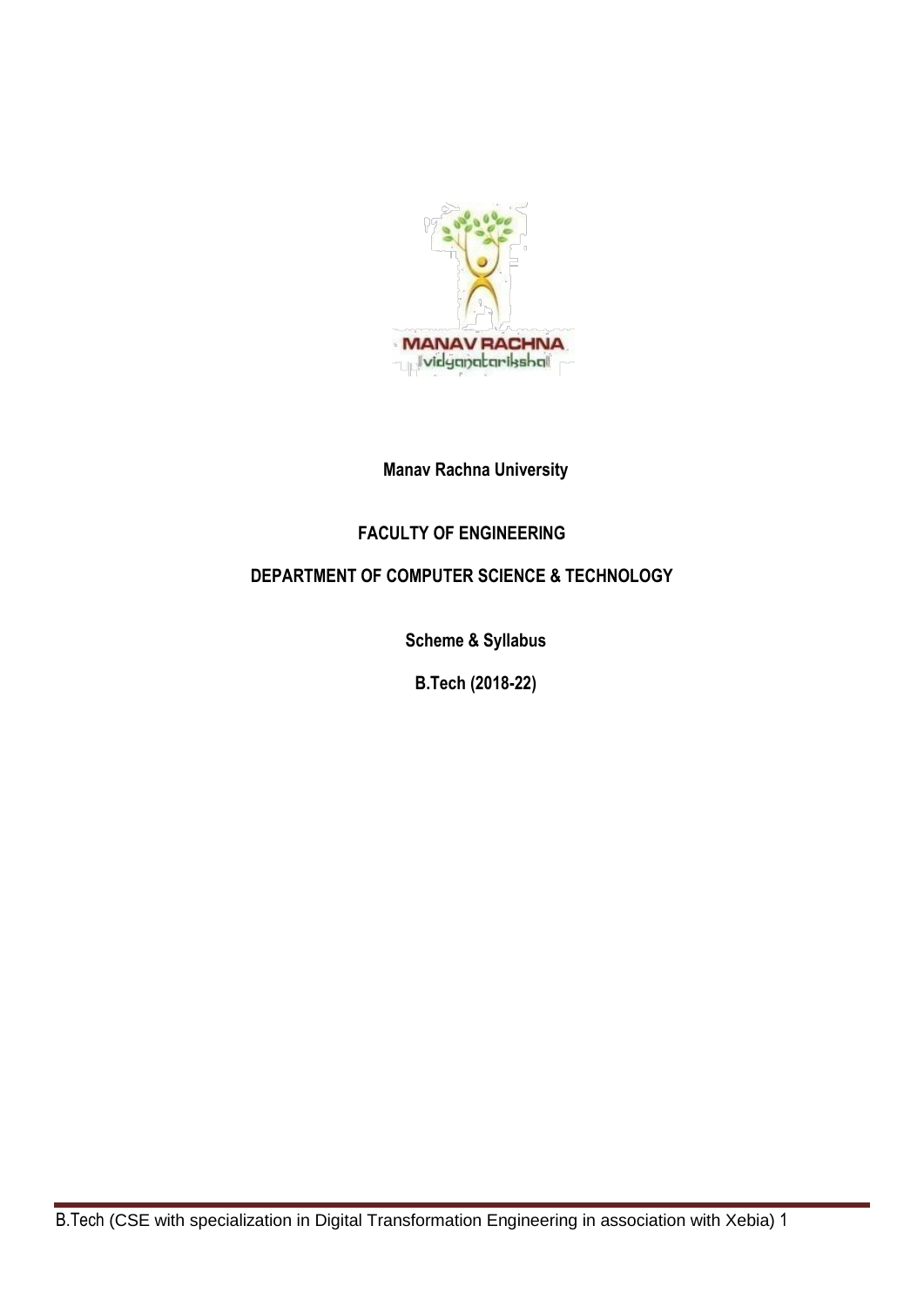**Manav Rachna University**

**FACULTY OF ENGINEERING**

**DEPARTMENT OF COMPUTER SCIENCE & TECHNOLOGY**

**Scheme & Syllabus**

**B.Tech (2018-22)**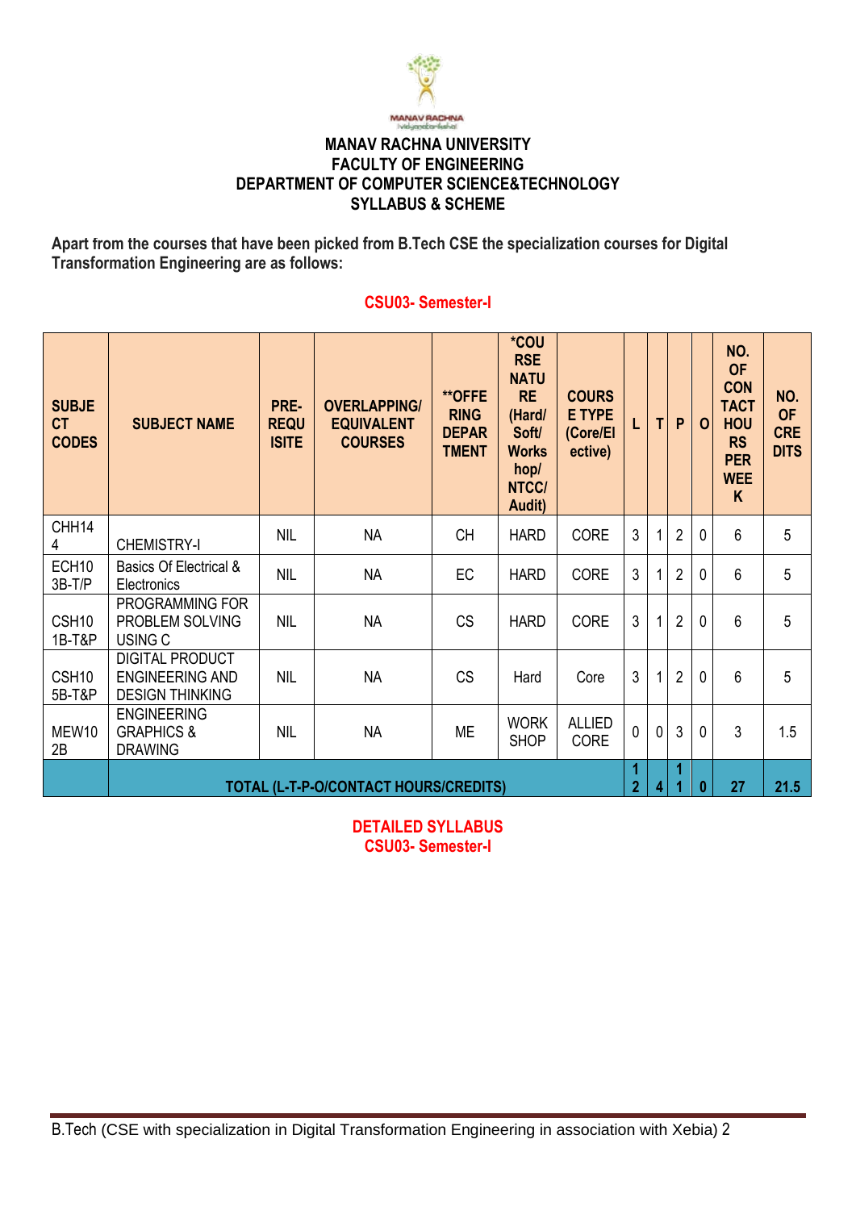# MANAV RACHNA UNIVERSITY
## FACULTY OF ENGINEERING
## DEPARTMENT OF COMPUTER SCIENCE&TECHNOLOGY
## SYLLABUS & SCHEME

**Apart from the courses that have been picked from B.Tech CSE the specialization courses for Digital Transformation Engineering are as follows:**

### CSU03- Semester-I

| SUBJECT CODES | SUBJECT NAME | PRE-REQUISITE | OVERLAPPING/ EQUIVALENT COURSES | **OFFERING DEPARTMENT | *COURSE NATURE (Hard/ Soft/ Workshop/ NTCC/ Audit) | COURSE TYPE (Core/Elective) | L | T | P | O | NO. OF CONTACT HOURS PER WEEK | NO. OF CREDITS |
|---|---|---|---|---|---|---|---|---|---|---|---|---|
| CHH144 | CHEMISTRY-I | NIL | NA | CH | HARD | CORE | 3 | 1 | 2 | 0 | 6 | 5 |
| ECH103B-T/P | Basics Of Electrical & Electronics | NIL | NA | EC | HARD | CORE | 3 | 1 | 2 | 0 | 6 | 5 |
| CSH101B-T&P | PROGRAMMING FOR PROBLEM SOLVING USING C | NIL | NA | CS | HARD | CORE | 3 | 1 | 2 | 0 | 6 | 5 |
| CSH105B-T&P | DIGITAL PRODUCT ENGINEERING AND DESIGN THINKING | NIL | NA | CS | Hard | Core | 3 | 1 | 2 | 0 | 6 | 5 |
| MEW102B | ENGINEERING GRAPHICS & DRAWING | NIL | NA | ME | WORKSHOP | ALLIED CORE | 0 | 0 | 3 | 0 | 3 | 1.5 |
| | **TOTAL (L-T-P-O/CONTACT HOURS/CREDITS)** | | | | | | **12** | **4** | **11** | **0** | **27** | **21.5** |

### DETAILED SYLLABUS
### CSU03- Semester-I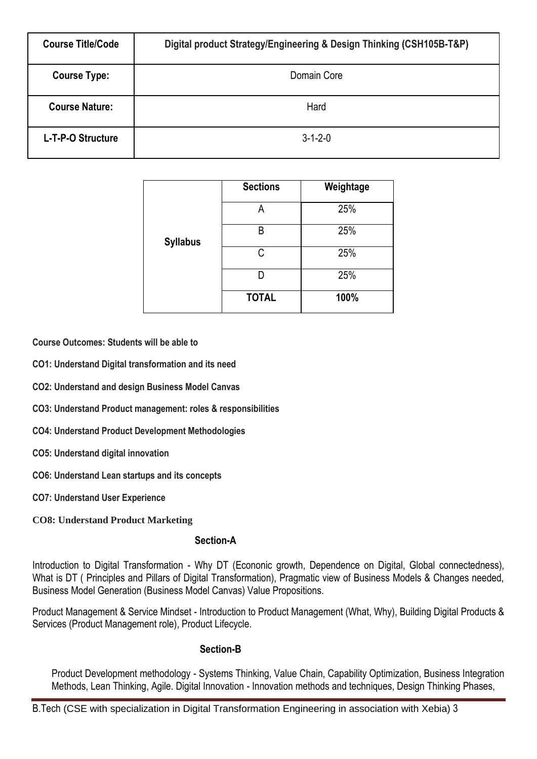| Course Title/Code | Digital product Strategy/Engineering & Design Thinking (CSH105B-T&P) |
|---|---|
| Course Type: | Domain Core |
| Course Nature: | Hard |
| L-T-P-O Structure | 3-1-2-0 |

| | Sections | Weightage |
|---|---|---|
| Syllabus | A | 25% |
| | B | 25% |
| | C | 25% |
| | D | 25% |
| | TOTAL | 100% |

**Course Outcomes: Students will be able to**

**CO1: Understand Digital transformation and its need**

**CO2: Understand and design Business Model Canvas**

**CO3: Understand Product management: roles & responsibilities**

**CO4: Understand Product Development Methodologies**

**CO5: Understand digital innovation**

**CO6: Understand Lean startups and its concepts**

**CO7: Understand User Experience**

**CO8: Understand Product Marketing**

## Section-A

Introduction to Digital Transformation - Why DT (Econonic growth, Dependence on Digital, Global connectedness), What is DT ( Principles and Pillars of Digital Transformation), Pragmatic view of Business Models & Changes needed, Business Model Generation (Business Model Canvas) Value Propositions.

Product Management & Service Mindset - Introduction to Product Management (What, Why), Building Digital Products & Services (Product Management role), Product Lifecycle.

## Section-B

Product Development methodology - Systems Thinking, Value Chain, Capability Optimization, Business Integration Methods, Lean Thinking, Agile. Digital Innovation - Innovation methods and techniques, Design Thinking Phases,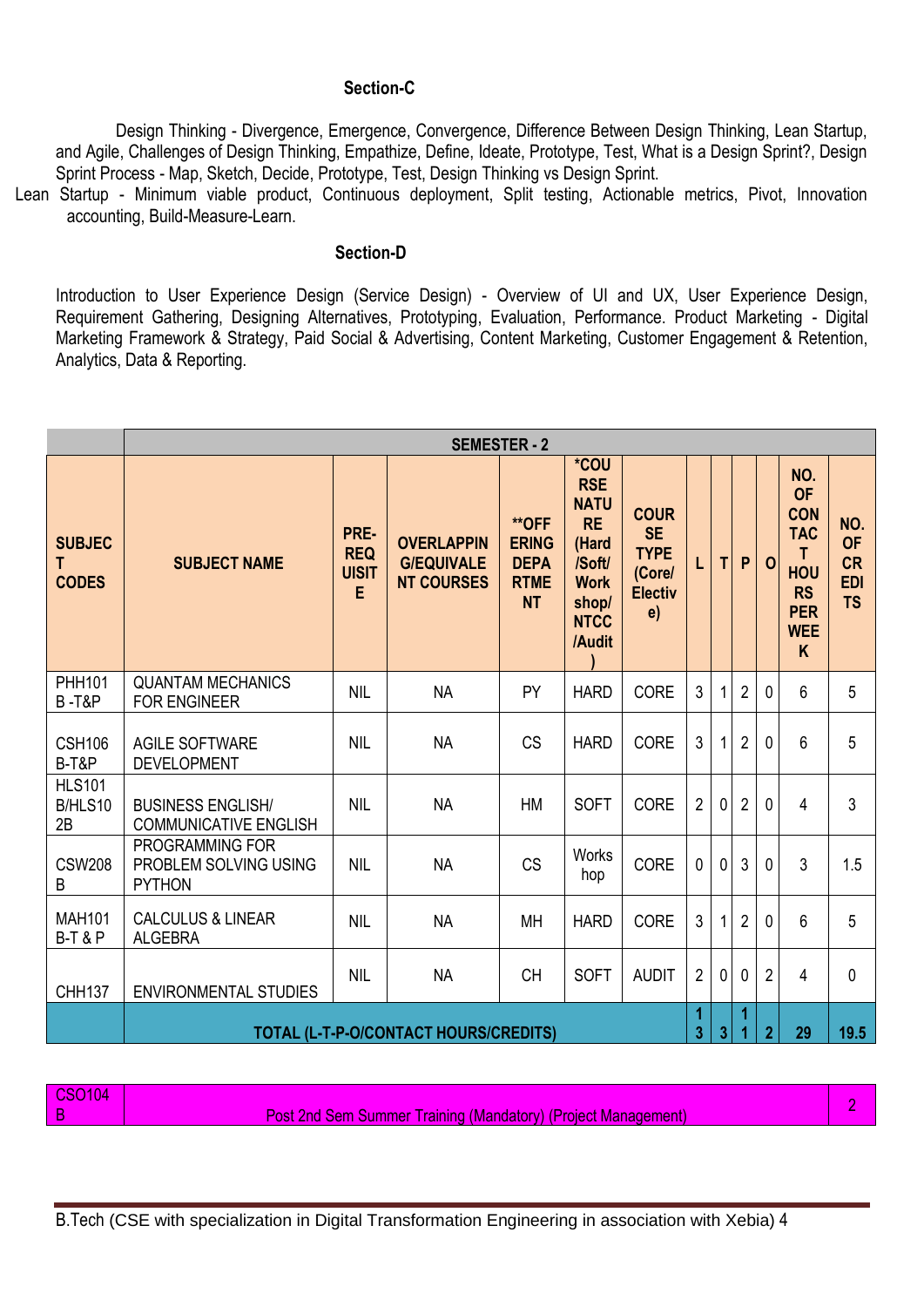### Section-C

Design Thinking - Divergence, Emergence, Convergence, Difference Between Design Thinking, Lean Startup, and Agile, Challenges of Design Thinking, Empathize, Define, Ideate, Prototype, Test, What is a Design Sprint?, Design Sprint Process - Map, Sketch, Decide, Prototype, Test, Design Thinking vs Design Sprint.

Lean Startup - Minimum viable product, Continuous deployment, Split testing, Actionable metrics, Pivot, Innovation accounting, Build-Measure-Learn.

### Section-D

Introduction to User Experience Design (Service Design) - Overview of UI and UX, User Experience Design, Requirement Gathering, Designing Alternatives, Prototyping, Evaluation, Performance. Product Marketing - Digital Marketing Framework & Strategy, Paid Social & Advertising, Content Marketing, Customer Engagement & Retention, Analytics, Data & Reporting.

| | SEMESTER - 2 | | | | | | | | | | | |
|---|---|---|---|---|---|---|---|---|---|---|---|---|
| **SUBJECT CODES** | **SUBJECT NAME** | **PRE-REQUISITE** | **OVERLAPPING/EQUIVALENT COURSES** | **\*\*OFFERING DEPARTMENT** | **\*COURSE NATURE (Hard/Soft/Workshop/NTCC/Audit)** | **COURSE TYPE (Core/Elective)** | **L** | **T** | **P** | **O** | **NO. OF CONTACT HOURS PER WEEK** | **NO. OF CREDITS** |
| PHH101B -T&P | QUANTAM MECHANICS FOR ENGINEER | NIL | NA | PY | HARD | CORE | 3 | 1 | 2 | 0 | 6 | 5 |
| CSH106B-T&P | AGILE SOFTWARE DEVELOPMENT | NIL | NA | CS | HARD | CORE | 3 | 1 | 2 | 0 | 6 | 5 |
| HLS101B/HLS102B | BUSINESS ENGLISH/ COMMUNICATIVE ENGLISH | NIL | NA | HM | SOFT | CORE | 2 | 0 | 2 | 0 | 4 | 3 |
| CSW208B | PROGRAMMING FOR PROBLEM SOLVING USING PYTHON | NIL | NA | CS | Workshop | CORE | 0 | 0 | 3 | 0 | 3 | 1.5 |
| MAH101B-T & P | CALCULUS & LINEAR ALGEBRA | NIL | NA | MH | HARD | CORE | 3 | 1 | 2 | 0 | 6 | 5 |
| CHH137 | ENVIRONMENTAL STUDIES | NIL | NA | CH | SOFT | AUDIT | 2 | 0 | 0 | 2 | 4 | 0 |
| | **TOTAL (L-T-P-O/CONTACT HOURS/CREDITS)** | | | | | | **13** | **3** | **11** | **2** | **29** | **19.5** |

| CSO104B | Post 2nd Sem Summer Training (Mandatory) (Project Management) | 2 |
|---|---|---|

B.Tech (CSE with specialization in Digital Transformation Engineering in association with Xebia)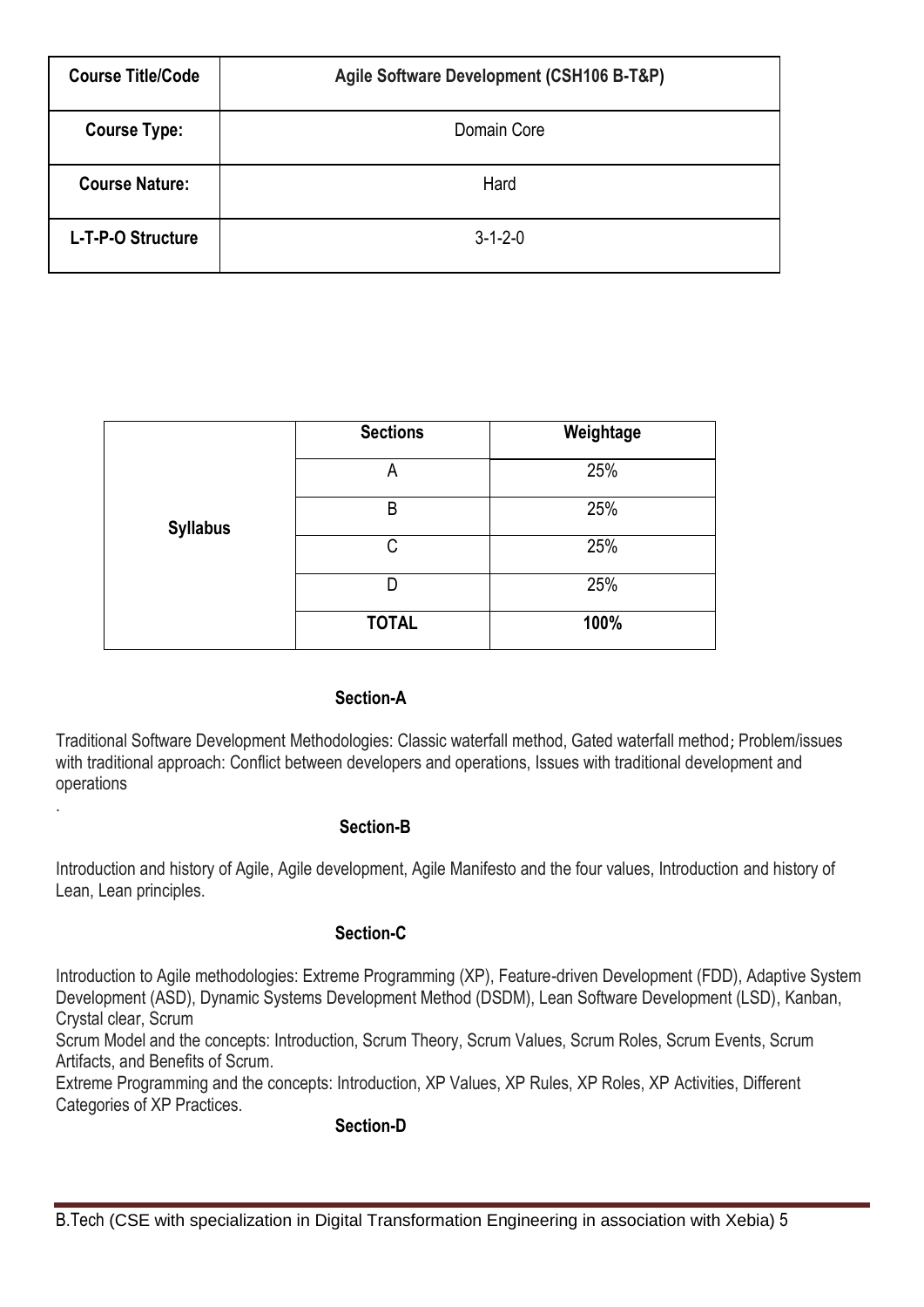| Course Title/Code | Agile Software Development (CSH106 B-T&P) |
|---|---|
| Course Type: | Domain Core |
| Course Nature: | Hard |
| L-T-P-O Structure | 3-1-2-0 |

| | Sections | Weightage |
|---|---|---|
| Syllabus | A | 25% |
| | B | 25% |
| | C | 25% |
| | D | 25% |
| | TOTAL | 100% |

### Section-A

Traditional Software Development Methodologies: Classic waterfall method, Gated waterfall method; Problem/issues with traditional approach: Conflict between developers and operations, Issues with traditional development and operations

.

### Section-B

Introduction and history of Agile, Agile development, Agile Manifesto and the four values, Introduction and history of Lean, Lean principles.

### Section-C

Introduction to Agile methodologies: Extreme Programming (XP), Feature-driven Development (FDD), Adaptive System Development (ASD), Dynamic Systems Development Method (DSDM), Lean Software Development (LSD), Kanban, Crystal clear, Scrum

Scrum Model and the concepts: Introduction, Scrum Theory, Scrum Values, Scrum Roles, Scrum Events, Scrum Artifacts, and Benefits of Scrum.

Extreme Programming and the concepts: Introduction, XP Values, XP Rules, XP Roles, XP Activities, Different Categories of XP Practices.

### Section-D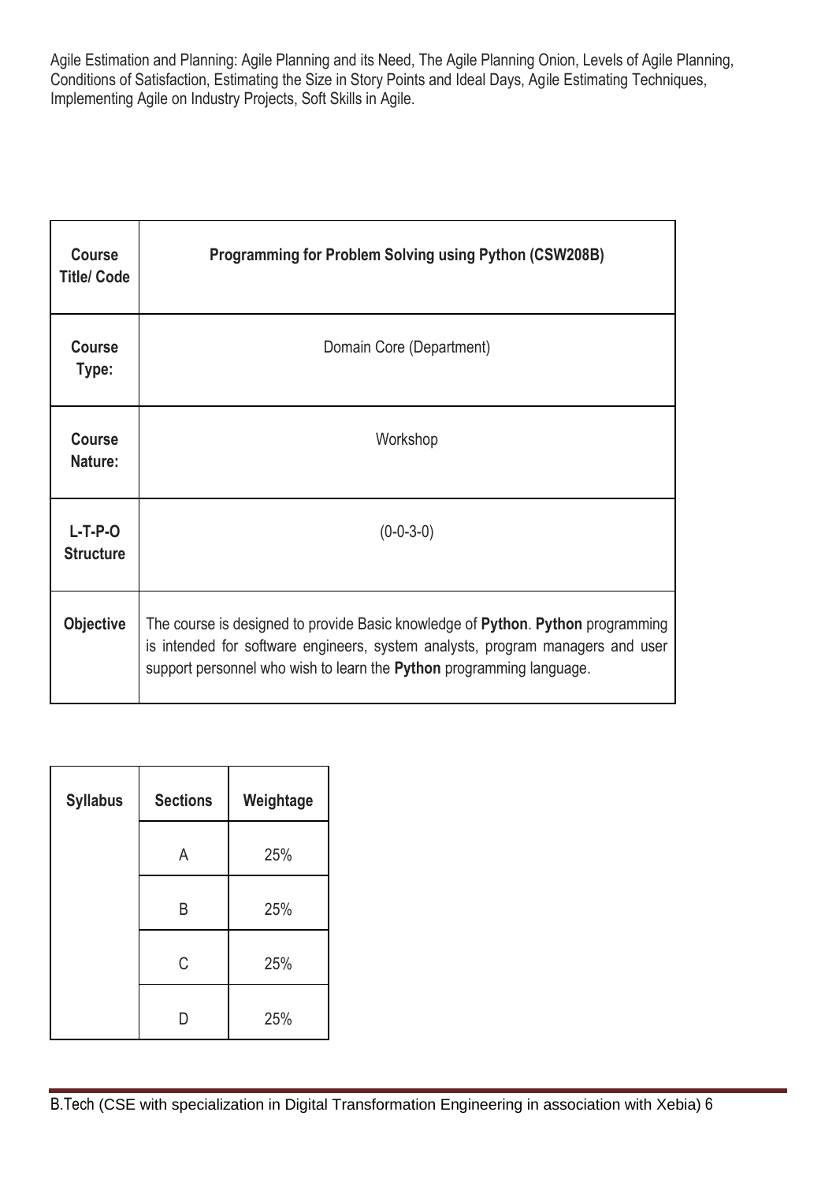Agile Estimation and Planning: Agile Planning and its Need, The Agile Planning Onion, Levels of Agile Planning, Conditions of Satisfaction, Estimating the Size in Story Points and Ideal Days, Agile Estimating Techniques, Implementing Agile on Industry Projects, Soft Skills in Agile.

| **Course Title/ Code** | **Programming for Problem Solving using Python (CSW208B)** |
|---|---|
| **Course Type:** | Domain Core (Department) |
| **Course Nature:** | Workshop |
| **L-T-P-O Structure** | (0-0-3-0) |
| **Objective** | The course is designed to provide Basic knowledge of **Python**. **Python** programming is intended for software engineers, system analysts, program managers and user support personnel who wish to learn the **Python** programming language. |

| **Syllabus** | **Sections** | **Weightage** |
|---|---|---|
| | A | 25% |
| | B | 25% |
| | C | 25% |
| | D | 25% |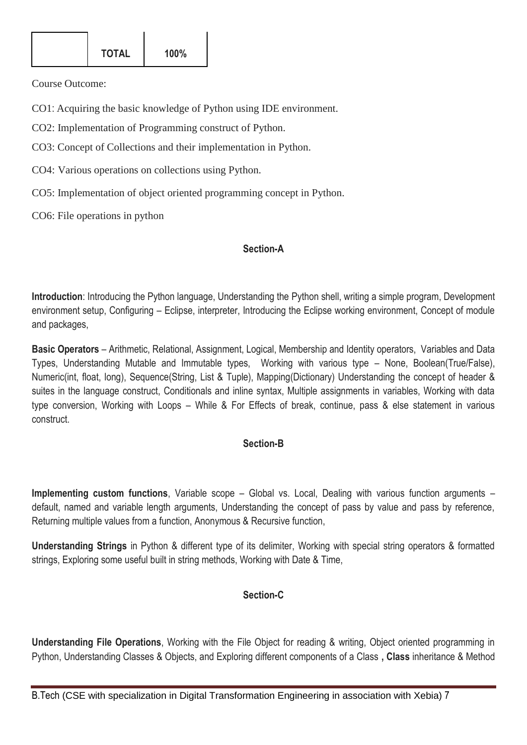| | TOTAL | 100% |
|---|---|---|

Course Outcome:

CO1: Acquiring the basic knowledge of Python using IDE environment.

CO2: Implementation of Programming construct of Python.

CO3: Concept of Collections and their implementation in Python.

CO4: Various operations on collections using Python.

CO5: Implementation of object oriented programming concept in Python.

CO6: File operations in python

### Section-A

**Introduction**: Introducing the Python language, Understanding the Python shell, writing a simple program, Development environment setup, Configuring – Eclipse, interpreter, Introducing the Eclipse working environment, Concept of module and packages,

**Basic Operators** – Arithmetic, Relational, Assignment, Logical, Membership and Identity operators, Variables and Data Types, Understanding Mutable and Immutable types, Working with various type – None, Boolean(True/False), Numeric(int, float, long), Sequence(String, List & Tuple), Mapping(Dictionary) Understanding the concept of header & suites in the language construct, Conditionals and inline syntax, Multiple assignments in variables, Working with data type conversion, Working with Loops – While & For Effects of break, continue, pass & else statement in various construct.

### Section-B

**Implementing custom functions**, Variable scope – Global vs. Local, Dealing with various function arguments – default, named and variable length arguments, Understanding the concept of pass by value and pass by reference, Returning multiple values from a function, Anonymous & Recursive function,

**Understanding Strings** in Python & different type of its delimiter, Working with special string operators & formatted strings, Exploring some useful built in string methods, Working with Date & Time,

### Section-C

**Understanding File Operations**, Working with the File Object for reading & writing, Object oriented programming in Python, Understanding Classes & Objects, and Exploring different components of a Class **, Class** inheritance & Method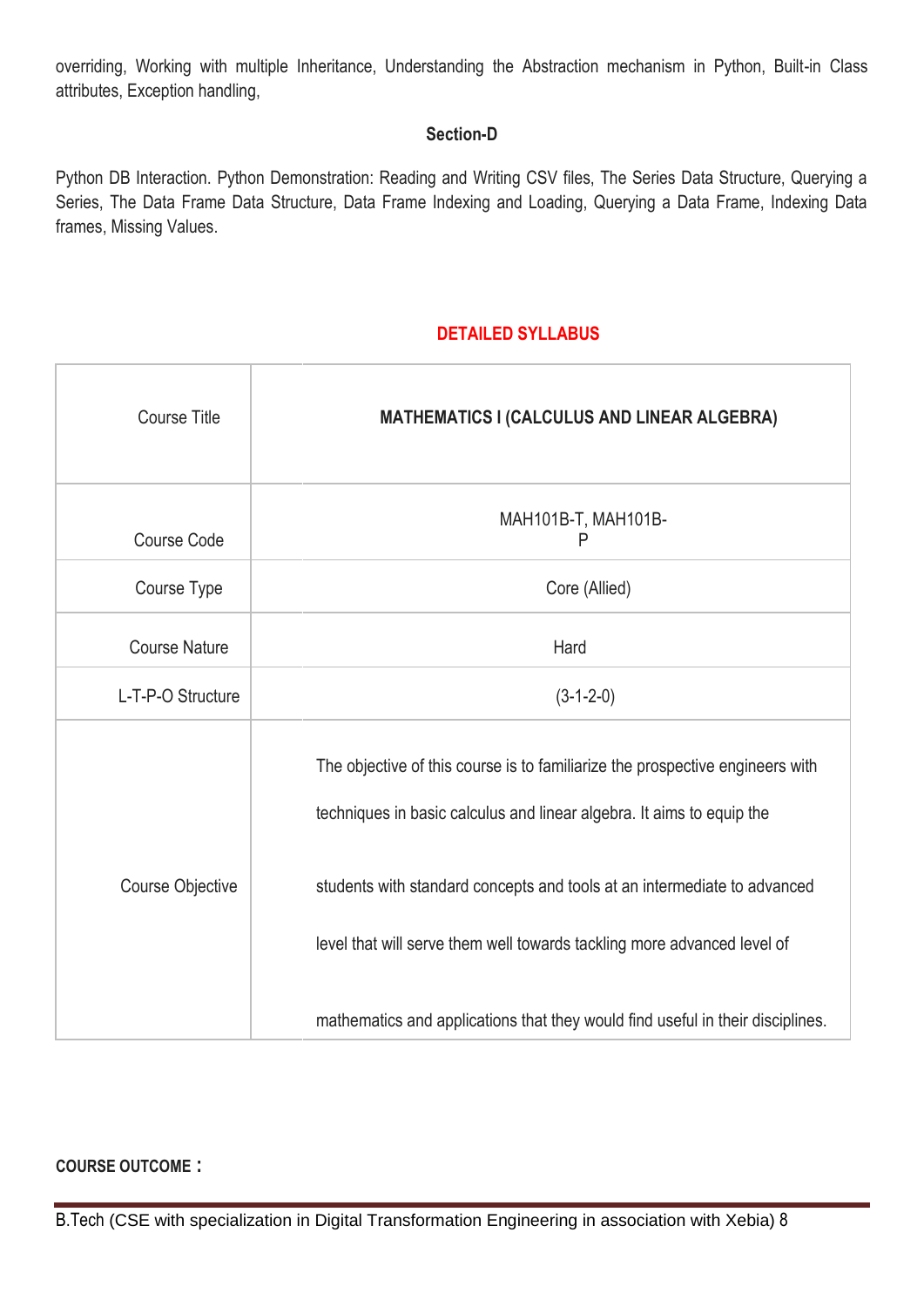overriding, Working with multiple Inheritance, Understanding the Abstraction mechanism in Python, Built-in Class attributes, Exception handling,

**Section-D**

Python DB Interaction. Python Demonstration: Reading and Writing CSV files, The Series Data Structure, Querying a Series, The Data Frame Data Structure, Data Frame Indexing and Loading, Querying a Data Frame, Indexing Data frames, Missing Values.

## DETAILED SYLLABUS

| Course Title | **MATHEMATICS I (CALCULUS AND LINEAR ALGEBRA)** |
|---|---|
| Course Code | MAH101B-T, MAH101B-P |
| Course Type | Core (Allied) |
| Course Nature | Hard |
| L-T-P-O Structure | (3-1-2-0) |
| Course Objective | The objective of this course is to familiarize the prospective engineers with techniques in basic calculus and linear algebra. It aims to equip the students with standard concepts and tools at an intermediate to advanced level that will serve them well towards tackling more advanced level of mathematics and applications that they would find useful in their disciplines. |

**COURSE OUTCOME：**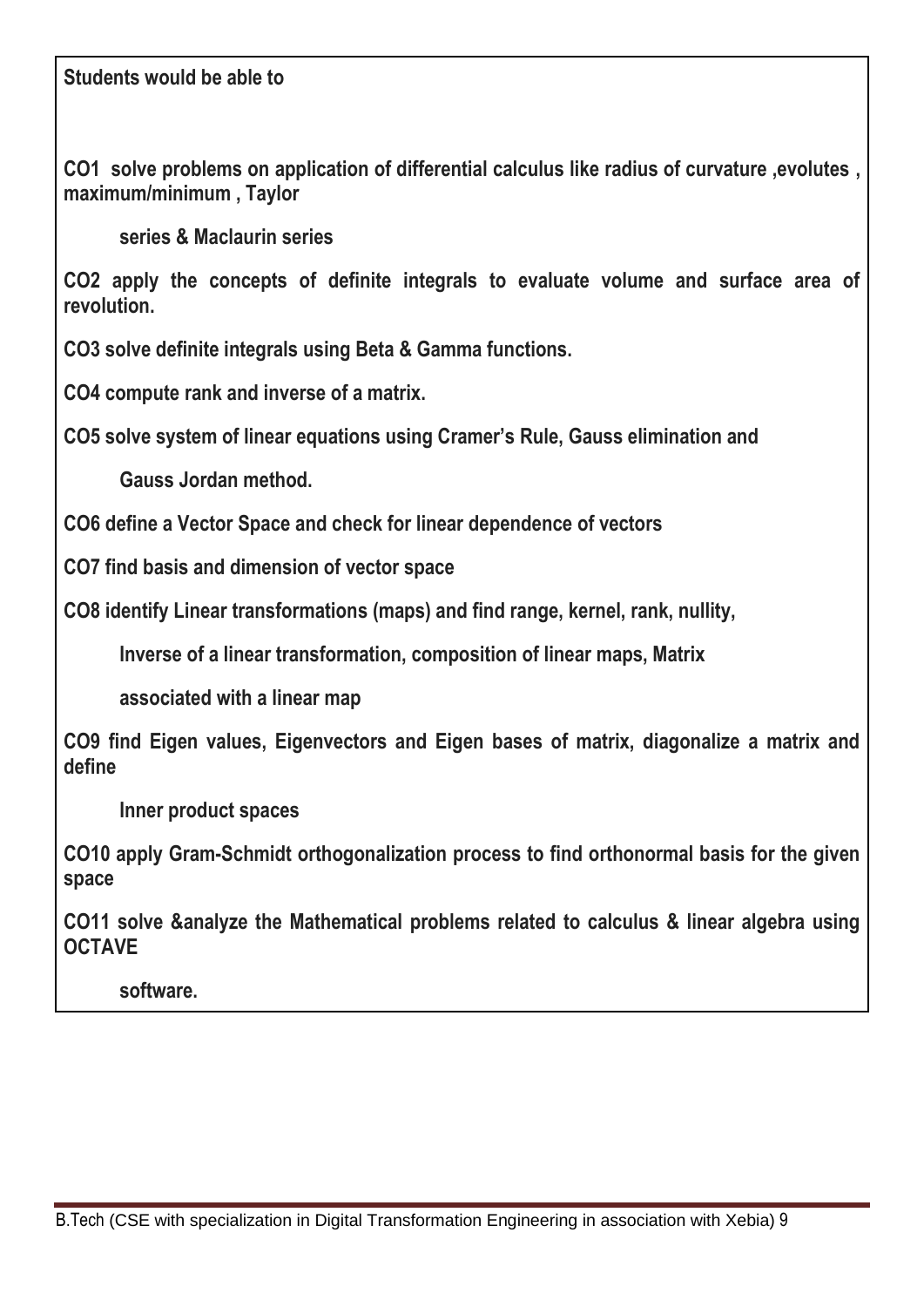**Students would be able to**

**CO1 solve problems on application of differential calculus like radius of curvature ,evolutes , maximum/minimum , Taylor series & Maclaurin series**

**CO2 apply the concepts of definite integrals to evaluate volume and surface area of revolution.**

**CO3 solve definite integrals using Beta & Gamma functions.**

**CO4 compute rank and inverse of a matrix.**

**CO5 solve system of linear equations using Cramer's Rule, Gauss elimination and Gauss Jordan method.**

**CO6 define a Vector Space and check for linear dependence of vectors**

**CO7 find basis and dimension of vector space**

**CO8 identify Linear transformations (maps) and find range, kernel, rank, nullity, Inverse of a linear transformation, composition of linear maps, Matrix associated with a linear map**

**CO9 find Eigen values, Eigenvectors and Eigen bases of matrix, diagonalize a matrix and define Inner product spaces**

**CO10 apply Gram-Schmidt orthogonalization process to find orthonormal basis for the given space**

**CO11 solve &analyze the Mathematical problems related to calculus & linear algebra using OCTAVE software.**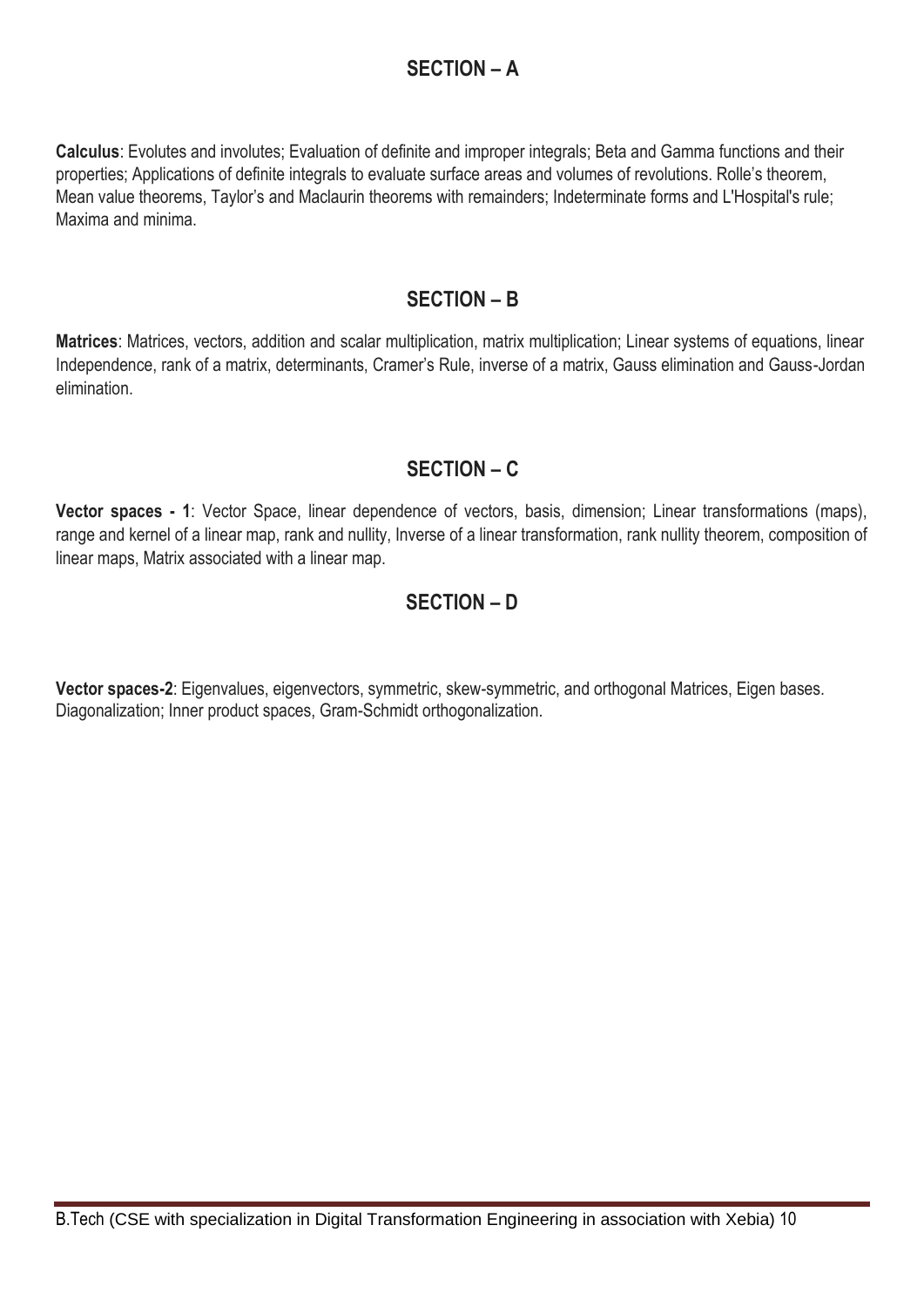## SECTION – A

**Calculus**: Evolutes and involutes; Evaluation of definite and improper integrals; Beta and Gamma functions and their properties; Applications of definite integrals to evaluate surface areas and volumes of revolutions. Rolle's theorem, Mean value theorems, Taylor's and Maclaurin theorems with remainders; Indeterminate forms and L'Hospital's rule; Maxima and minima.

## SECTION – B

**Matrices**: Matrices, vectors, addition and scalar multiplication, matrix multiplication; Linear systems of equations, linear Independence, rank of a matrix, determinants, Cramer's Rule, inverse of a matrix, Gauss elimination and Gauss-Jordan elimination.

## SECTION – C

**Vector spaces - 1**: Vector Space, linear dependence of vectors, basis, dimension; Linear transformations (maps), range and kernel of a linear map, rank and nullity, Inverse of a linear transformation, rank nullity theorem, composition of linear maps, Matrix associated with a linear map.

## SECTION – D

**Vector spaces-2**: Eigenvalues, eigenvectors, symmetric, skew-symmetric, and orthogonal Matrices, Eigen bases. Diagonalization; Inner product spaces, Gram-Schmidt orthogonalization.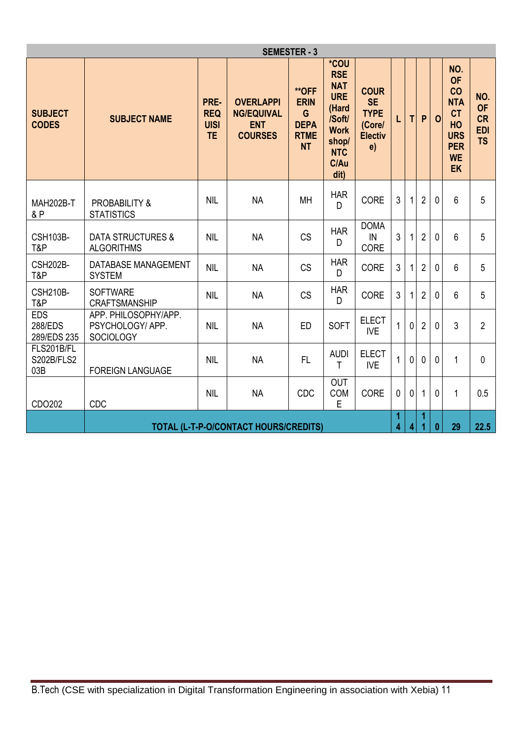| SEMESTER - 3 | | | | | | | | | | | | |
|---|---|---|---|---|---|---|---|---|---|---|---|---|
| **SUBJECT CODES** | **SUBJECT NAME** | **PRE-REQUISITE** | **OVERLAPPING/EQUIVALENT COURSES** | **OFFERING DEPARTMENT | *COURSE NATURE (Hard/Soft/Workshop/NTCC/Audit) | **COURSE TYPE (Core/Elective)** | **L** | **T** | **P** | **O** | **NO. OF CONTACT HOURS PER WEEK** | **NO. OF CREDITS** |
| MAH202B-T & P | PROBABILITY & STATISTICS | NIL | NA | MH | HARD | CORE | 3 | 1 | 2 | 0 | 6 | 5 |
| CSH103B-T&P | DATA STRUCTURES & ALGORITHMS | NIL | NA | CS | HARD | DOMAIN CORE | 3 | 1 | 2 | 0 | 6 | 5 |
| CSH202B-T&P | DATABASE MANAGEMENT SYSTEM | NIL | NA | CS | HARD | CORE | 3 | 1 | 2 | 0 | 6 | 5 |
| CSH210B-T&P | SOFTWARE CRAFTSMANSHIP | NIL | NA | CS | HARD | CORE | 3 | 1 | 2 | 0 | 6 | 5 |
| EDS 288/EDS 289/EDS 235 | APP. PHILOSOPHY/APP. PSYCHOLOGY/ APP. SOCIOLOGY | NIL | NA | ED | SOFT | ELECTIVE | 1 | 0 | 2 | 0 | 3 | 2 |
| FLS201B/FLS202B/FLS203B | FOREIGN LANGUAGE | NIL | NA | FL | AUDIT | ELECTIVE | 1 | 0 | 0 | 0 | 1 | 0 |
| CDO202 | CDC | NIL | NA | CDC | OUTCOME | CORE | 0 | 0 | 1 | 0 | 1 | 0.5 |
| | **TOTAL (L-T-P-O/CONTACT HOURS/CREDITS)** | | | | | | **14** | **4** | **11** | **0** | **29** | **22.5** |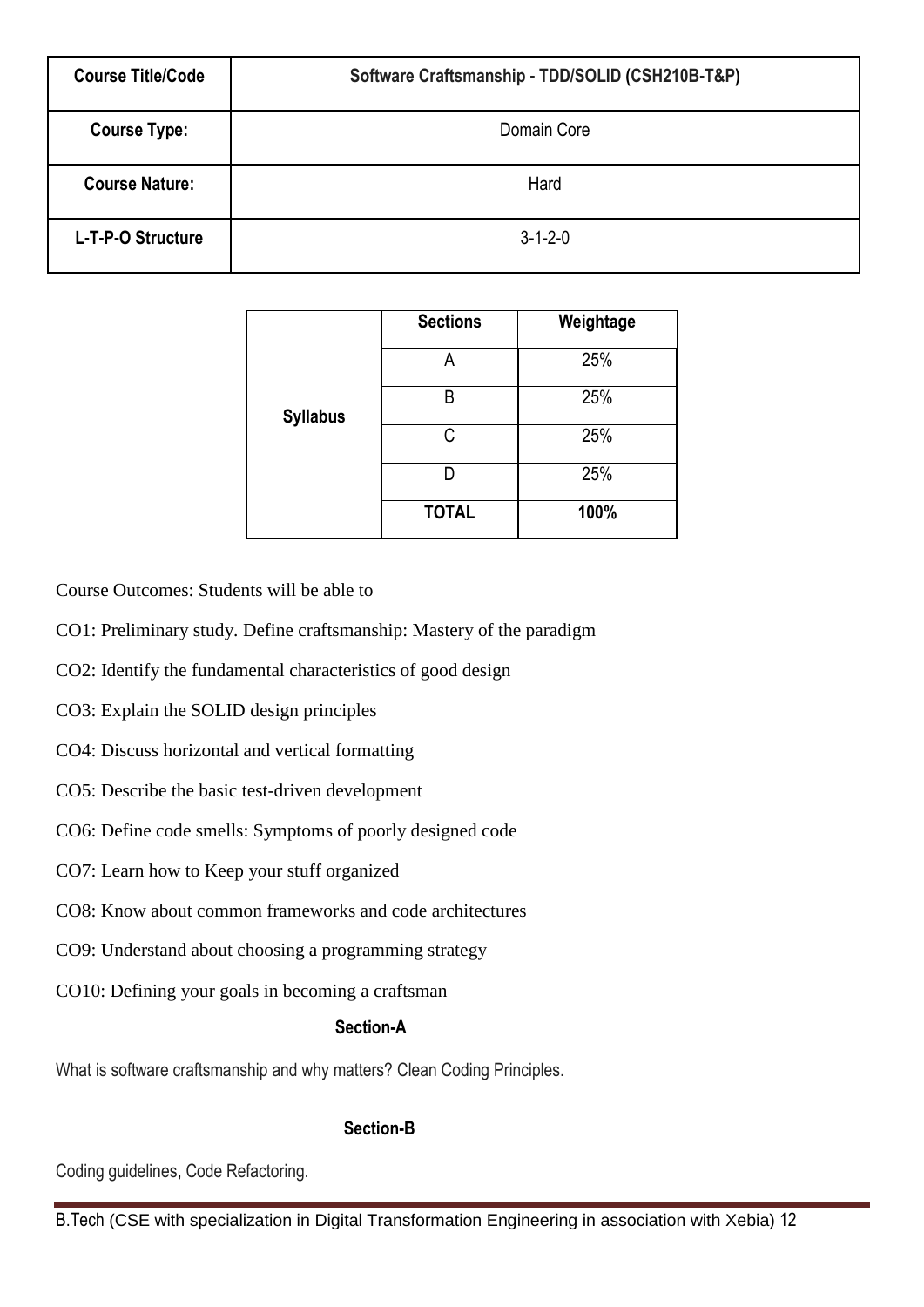| Course Title/Code | Software Craftsmanship - TDD/SOLID (CSH210B-T&P) |
|---|---|
| **Course Type:** | Domain Core |
| **Course Nature:** | Hard |
| **L-T-P-O Structure** | 3-1-2-0 |

| | **Sections** | **Weightage** |
|---|---|---|
| **Syllabus** | A | 25% |
| | B | 25% |
| | C | 25% |
| | D | 25% |
| | **TOTAL** | **100%** |

Course Outcomes: Students will be able to

CO1: Preliminary study. Define craftsmanship: Mastery of the paradigm

CO2: Identify the fundamental characteristics of good design

CO3: Explain the SOLID design principles

CO4: Discuss horizontal and vertical formatting

CO5: Describe the basic test-driven development

CO6: Define code smells: Symptoms of poorly designed code

CO7: Learn how to Keep your stuff organized

CO8: Know about common frameworks and code architectures

CO9: Understand about choosing a programming strategy

CO10: Defining your goals in becoming a craftsman

### Section-A

What is software craftsmanship and why matters? Clean Coding Principles.

### Section-B

Coding guidelines, Code Refactoring.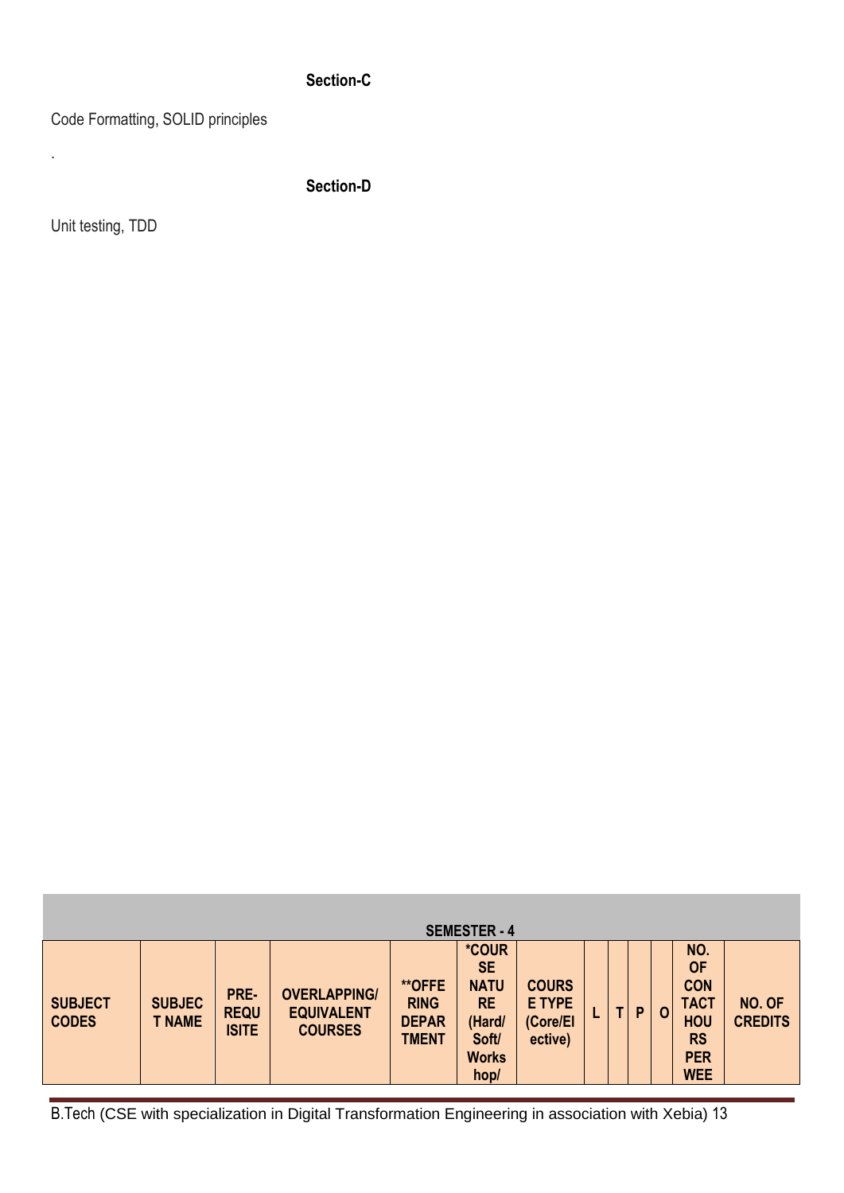**Section-C**

Code Formatting, SOLID principles

.

**Section-D**

Unit testing, TDD

| SEMESTER - 4 | | | | | | | | | | | | |
|---|---|---|---|---|---|---|---|---|---|---|---|---|
| **SUBJECT CODES** | **SUBJECT NAME** | **PRE-REQUISITE** | **OVERLAPPING/ EQUIVALENT COURSES** | **\*\*OFFERING DEPARTMENT** | **\*COURSE NATURE (Hard/ Soft/ Workshop/** | **COURSE TYPE (Core/Elective)** | **L** | **T** | **P** | **O** | **NO. OF CONTACT HOURS PER WEE** | **NO. OF CREDITS** |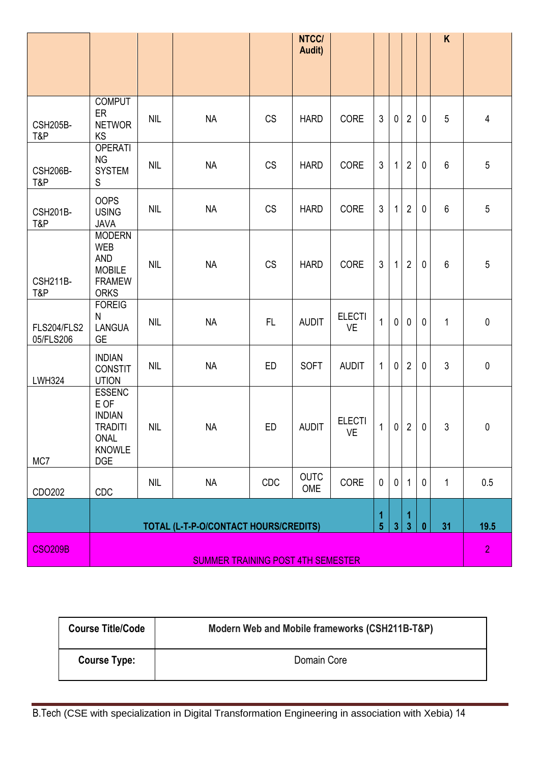| | | | | | NTCC/ Audit) | | | | | | K | |
|---|---|---|---|---|---|---|---|---|---|---|---|---|
| CSH205B-T&P | COMPUTER NETWORKS | NIL | NA | CS | HARD | CORE | 3 | 0 | 2 | 0 | 5 | 4 |
| CSH206B-T&P | OPERATING SYSTEMS | NIL | NA | CS | HARD | CORE | 3 | 1 | 2 | 0 | 6 | 5 |
| CSH201B-T&P | OOPS USING JAVA | NIL | NA | CS | HARD | CORE | 3 | 1 | 2 | 0 | 6 | 5 |
| CSH211B-T&P | MODERN WEB AND MOBILE FRAMEWORKS | NIL | NA | CS | HARD | CORE | 3 | 1 | 2 | 0 | 6 | 5 |
| FLS204/FLS205/FLS206 | FOREIGN LANGUAGE | NIL | NA | FL | AUDIT | ELECTIVE | 1 | 0 | 0 | 0 | 1 | 0 |
| LWH324 | INDIAN CONSTITUTION | NIL | NA | ED | SOFT | AUDIT | 1 | 0 | 2 | 0 | 3 | 0 |
| MC7 | ESSENCE OF INDIAN TRADITIONAL KNOWLEDGE | NIL | NA | ED | AUDIT | ELECTIVE | 1 | 0 | 2 | 0 | 3 | 0 |
| CDO202 | CDC | NIL | NA | CDC | OUTCOME | CORE | 0 | 0 | 1 | 0 | 1 | 0.5 |
| | TOTAL (L-T-P-O/CONTACT HOURS/CREDITS) | | | | | | 15 | 3 | 13 | 0 | 31 | 19.5 |
| CSO209B | SUMMER TRAINING POST 4TH SEMESTER | | | | | | | | | | | 2 |

| Course Title/Code | Modern Web and Mobile frameworks (CSH211B-T&P) |
|---|---|
| Course Type: | Domain Core |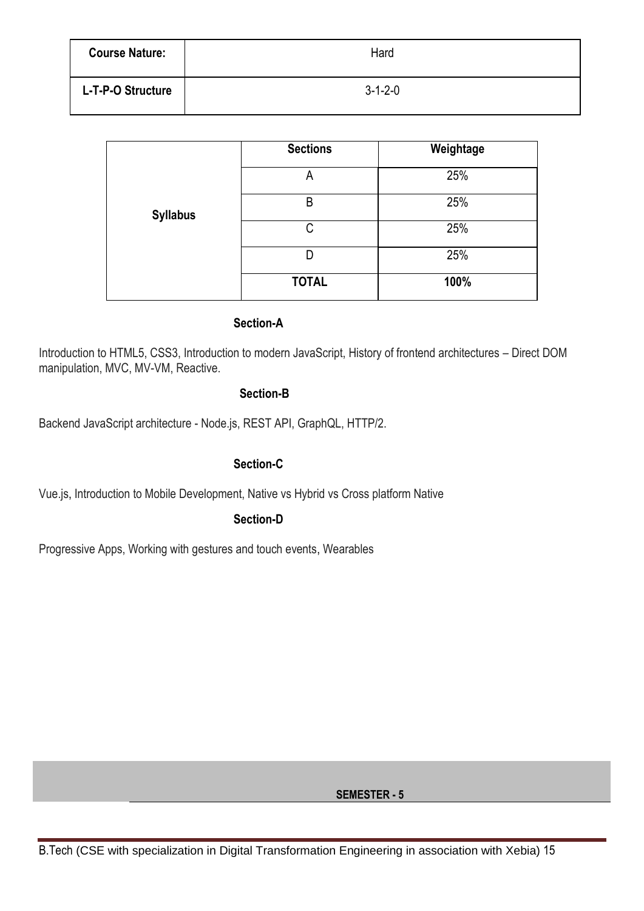| Course Nature: | Hard |
|---|---|
| L-T-P-O Structure | 3-1-2-0 |

| | Sections | Weightage |
|---|---|---|
| Syllabus | A | 25% |
| | B | 25% |
| | C | 25% |
| | D | 25% |
| | TOTAL | 100% |

### Section-A

Introduction to HTML5, CSS3, Introduction to modern JavaScript, History of frontend architectures – Direct DOM manipulation, MVC, MV-VM, Reactive.

### Section-B

Backend JavaScript architecture - Node.js, REST API, GraphQL, HTTP/2.

### Section-C

Vue.js, Introduction to Mobile Development, Native vs Hybrid vs Cross platform Native

### Section-D

Progressive Apps, Working with gestures and touch events, Wearables

## SEMESTER - 5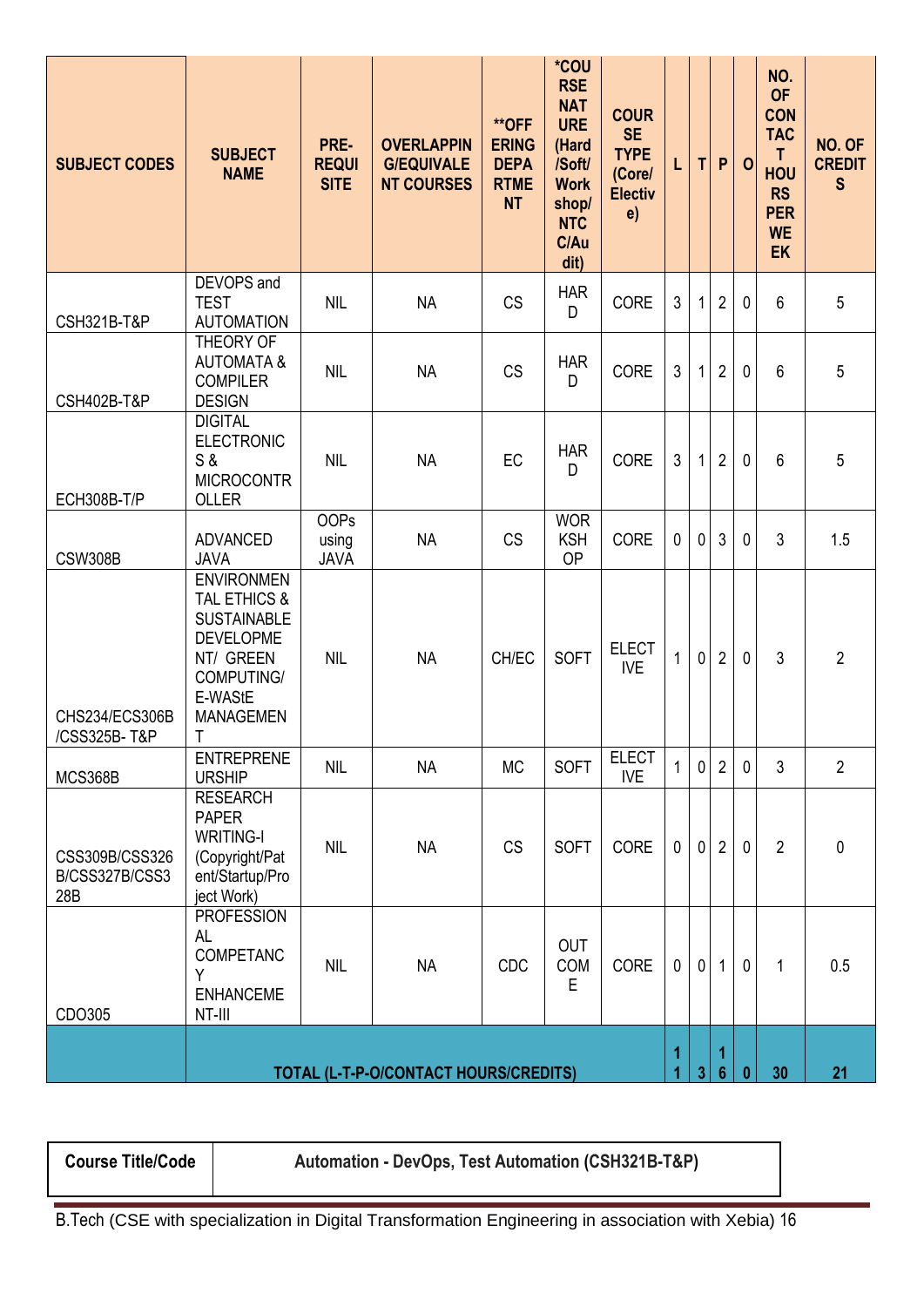| SUBJECT CODES | SUBJECT NAME | PRE-REQUISITE | OVERLAPPING/EQUIVALENT COURSES | **OFFERING DEPARTMENT | *COURSE NATURE (Hard/Soft/Workshop/NTCC/Audit) | COURSE TYPE (Core/Elective) | L | T | P | O | NO. OF CONTACT HOURS PER WEEK | NO. OF CREDITS |
|---|---|---|---|---|---|---|---|---|---|---|---|---|
| CSH321B-T&P | DEVOPS and TEST AUTOMATION | NIL | NA | CS | HARD | CORE | 3 | 1 | 2 | 0 | 6 | 5 |
| CSH402B-T&P | THEORY OF AUTOMATA & COMPILER DESIGN | NIL | NA | CS | HARD | CORE | 3 | 1 | 2 | 0 | 6 | 5 |
| ECH308B-T/P | DIGITAL ELECTRONICS & MICROCONTROLLER | NIL | NA | EC | HARD | CORE | 3 | 1 | 2 | 0 | 6 | 5 |
| CSW308B | ADVANCED JAVA | OOPs using JAVA | NA | CS | WORKSHOP | CORE | 0 | 0 | 3 | 0 | 3 | 1.5 |
| CHS234/ECS306B/CSS325B- T&P | ENVIRONMENTAL ETHICS & SUSTAINABLE DEVELOPMENT/ GREEN COMPUTING/ E-WAStE MANAGEMENT | NIL | NA | CH/EC | SOFT | ELECTIVE | 1 | 0 | 2 | 0 | 3 | 2 |
| MCS368B | ENTREPRENEURSHIP | NIL | NA | MC | SOFT | ELECTIVE | 1 | 0 | 2 | 0 | 3 | 2 |
| CSS309B/CSS326B/CSS327B/CSS328B | RESEARCH PAPER WRITING-I (Copyright/Patent/Startup/Project Work) | NIL | NA | CS | SOFT | CORE | 0 | 0 | 2 | 0 | 2 | 0 |
| CDO305 | PROFESSIONAL COMPETANCY ENHANCEMENT-III | NIL | NA | CDC | OUTCOME | CORE | 0 | 0 | 1 | 0 | 1 | 0.5 |
| | TOTAL (L-T-P-O/CONTACT HOURS/CREDITS) | | | | | | 11 | 3 | 16 | 0 | 30 | 21 |

| Course Title/Code | Automation - DevOps, Test Automation (CSH321B-T&P) |
|---|---|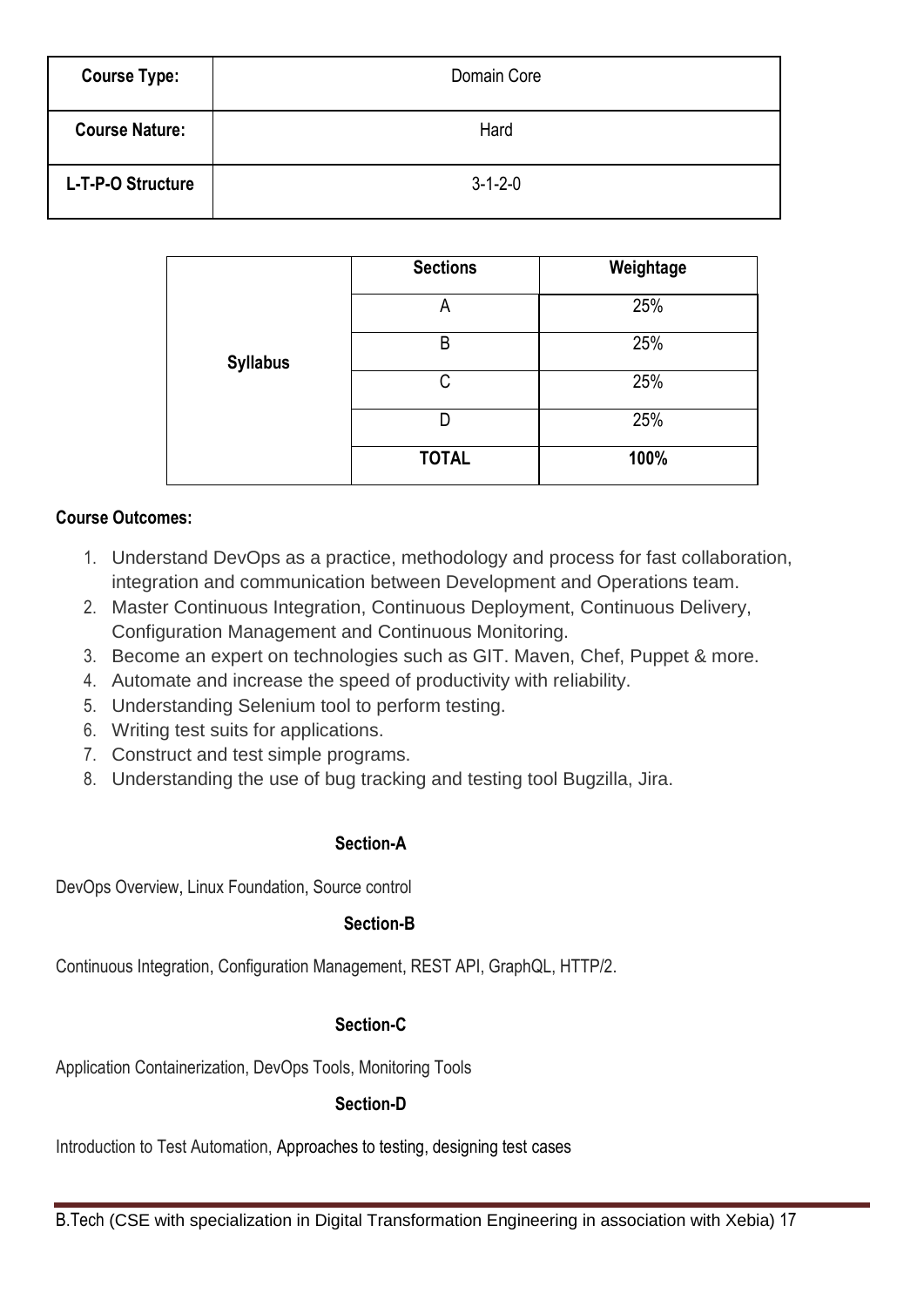| Course Type: | Domain Core |
|---|---|
| Course Nature: | Hard |
| L-T-P-O Structure | 3-1-2-0 |

| | Sections | Weightage |
|---|---|---|
| Syllabus | A | 25% |
| | B | 25% |
| | C | 25% |
| | D | 25% |
| | **TOTAL** | **100%** |

**Course Outcomes:**

1. Understand DevOps as a practice, methodology and process for fast collaboration, integration and communication between Development and Operations team.
2. Master Continuous Integration, Continuous Deployment, Continuous Delivery, Configuration Management and Continuous Monitoring.
3. Become an expert on technologies such as GIT. Maven, Chef, Puppet & more.
4. Automate and increase the speed of productivity with reliability.
5. Understanding Selenium tool to perform testing.
6. Writing test suits for applications.
7. Construct and test simple programs.
8. Understanding the use of bug tracking and testing tool Bugzilla, Jira.

### Section-A

DevOps Overview, Linux Foundation, Source control

### Section-B

Continuous Integration, Configuration Management, REST API, GraphQL, HTTP/2.

### Section-C

Application Containerization, DevOps Tools, Monitoring Tools

### Section-D

Introduction to Test Automation, Approaches to testing, designing test cases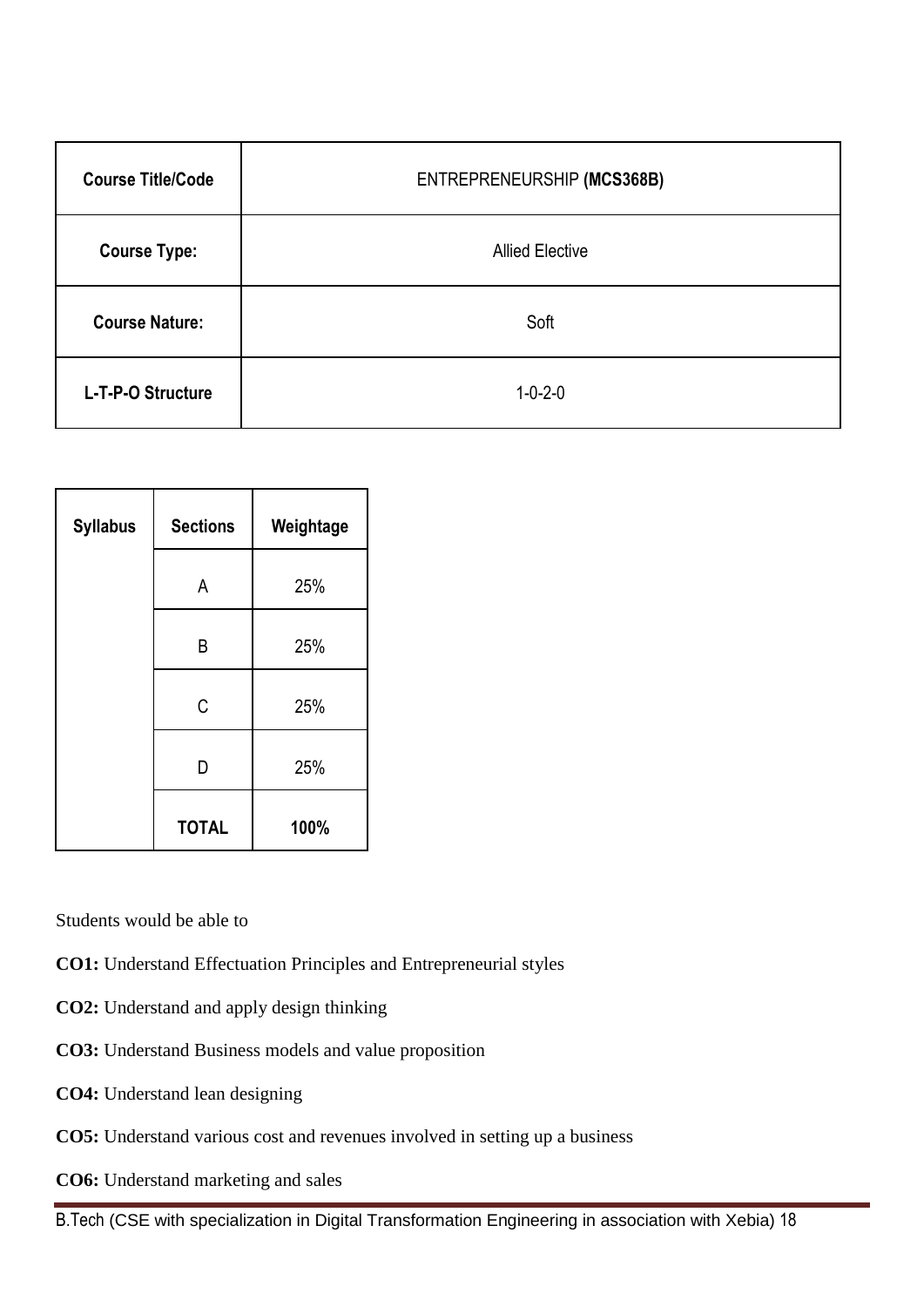| Course Title/Code | ENTREPRENEURSHIP **(MCS368B)** |
|---|---|
| **Course Type:** | Allied Elective |
| **Course Nature:** | Soft |
| **L-T-P-O Structure** | 1-0-2-0 |

| Syllabus | Sections | Weightage |
|---|---|---|
| | A | 25% |
| | B | 25% |
| | C | 25% |
| | D | 25% |
| | **TOTAL** | **100%** |

Students would be able to

**CO1:** Understand Effectuation Principles and Entrepreneurial styles

**CO2:** Understand and apply design thinking

**CO3:** Understand Business models and value proposition

**CO4:** Understand lean designing

**CO5:** Understand various cost and revenues involved in setting up a business

**CO6:** Understand marketing and sales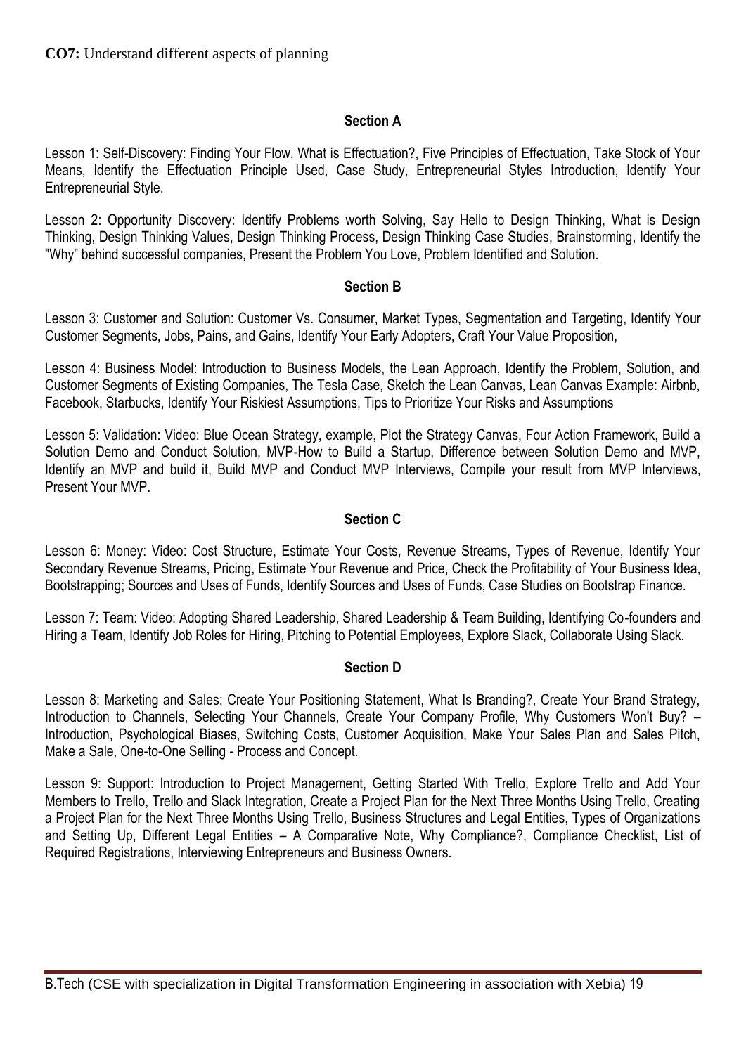**CO7:** Understand different aspects of planning

### Section A

Lesson 1: Self-Discovery: Finding Your Flow, What is Effectuation?, Five Principles of Effectuation, Take Stock of Your Means, Identify the Effectuation Principle Used, Case Study, Entrepreneurial Styles Introduction, Identify Your Entrepreneurial Style.

Lesson 2: Opportunity Discovery: Identify Problems worth Solving, Say Hello to Design Thinking, What is Design Thinking, Design Thinking Values, Design Thinking Process, Design Thinking Case Studies, Brainstorming, Identify the "Why" behind successful companies, Present the Problem You Love, Problem Identified and Solution.

### Section B

Lesson 3: Customer and Solution: Customer Vs. Consumer, Market Types, Segmentation and Targeting, Identify Your Customer Segments, Jobs, Pains, and Gains, Identify Your Early Adopters, Craft Your Value Proposition,

Lesson 4: Business Model: Introduction to Business Models, the Lean Approach, Identify the Problem, Solution, and Customer Segments of Existing Companies, The Tesla Case, Sketch the Lean Canvas, Lean Canvas Example: Airbnb, Facebook, Starbucks, Identify Your Riskiest Assumptions, Tips to Prioritize Your Risks and Assumptions

Lesson 5: Validation: Video: Blue Ocean Strategy, example, Plot the Strategy Canvas, Four Action Framework, Build a Solution Demo and Conduct Solution, MVP-How to Build a Startup, Difference between Solution Demo and MVP, Identify an MVP and build it, Build MVP and Conduct MVP Interviews, Compile your result from MVP Interviews, Present Your MVP.

### Section C

Lesson 6: Money: Video: Cost Structure, Estimate Your Costs, Revenue Streams, Types of Revenue, Identify Your Secondary Revenue Streams, Pricing, Estimate Your Revenue and Price, Check the Profitability of Your Business Idea, Bootstrapping; Sources and Uses of Funds, Identify Sources and Uses of Funds, Case Studies on Bootstrap Finance.

Lesson 7: Team: Video: Adopting Shared Leadership, Shared Leadership & Team Building, Identifying Co-founders and Hiring a Team, Identify Job Roles for Hiring, Pitching to Potential Employees, Explore Slack, Collaborate Using Slack.

### Section D

Lesson 8: Marketing and Sales: Create Your Positioning Statement, What Is Branding?, Create Your Brand Strategy, Introduction to Channels, Selecting Your Channels, Create Your Company Profile, Why Customers Won't Buy? – Introduction, Psychological Biases, Switching Costs, Customer Acquisition, Make Your Sales Plan and Sales Pitch, Make a Sale, One-to-One Selling - Process and Concept.

Lesson 9: Support: Introduction to Project Management, Getting Started With Trello, Explore Trello and Add Your Members to Trello, Trello and Slack Integration, Create a Project Plan for the Next Three Months Using Trello, Creating a Project Plan for the Next Three Months Using Trello, Business Structures and Legal Entities, Types of Organizations and Setting Up, Different Legal Entities – A Comparative Note, Why Compliance?, Compliance Checklist, List of Required Registrations, Interviewing Entrepreneurs and Business Owners.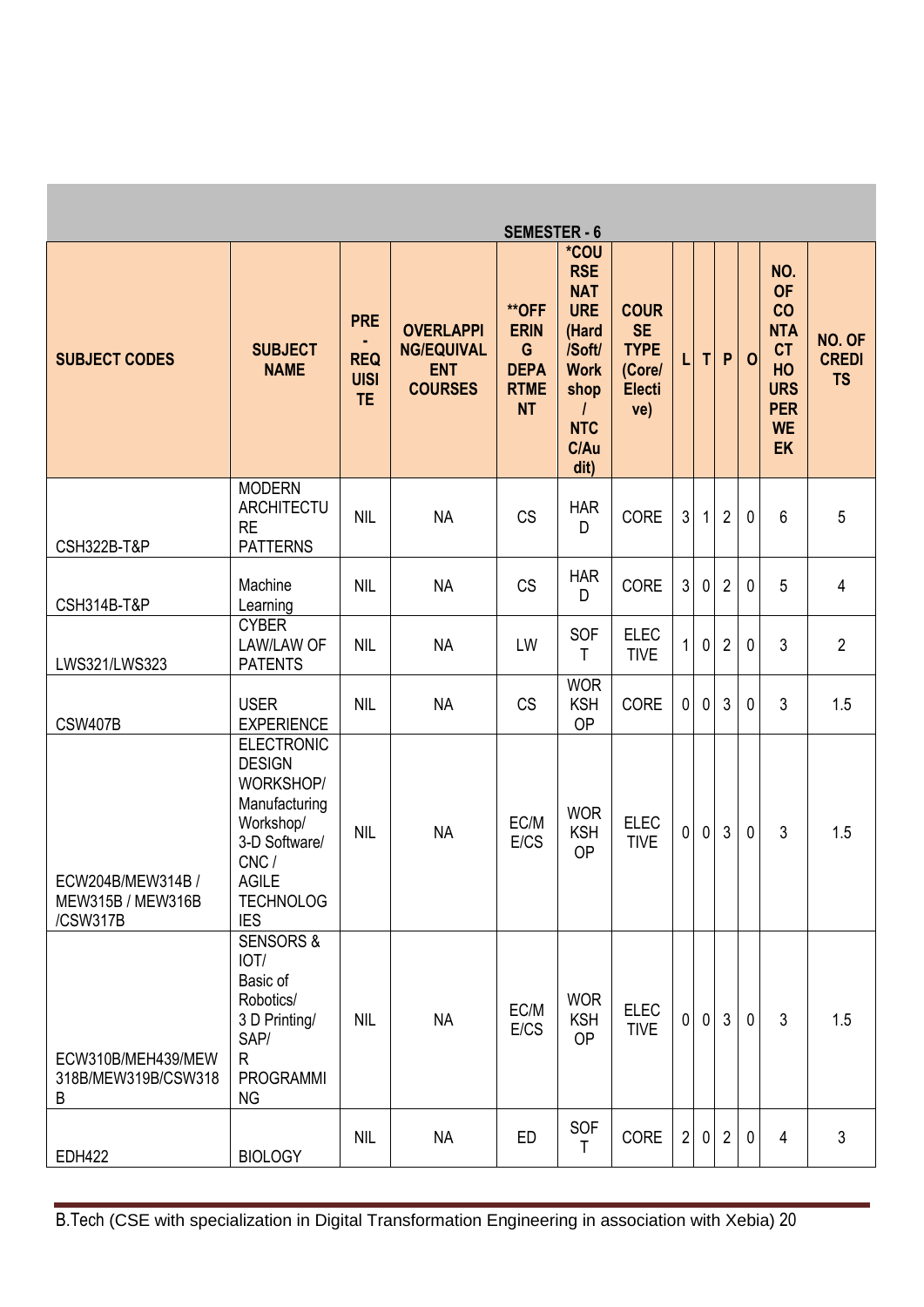| SEMESTER - 6 | | | | | | | | | | | | |
|---|---|---|---|---|---|---|---|---|---|---|---|---|
| **SUBJECT CODES** | **SUBJECT NAME** | **PRE-REQUISITE** | **OVERLAPPING/EQUIVALENT COURSES** | **\*\*OFFERING DEPARTMENT** | **\*COURSE NATURE (Hard/Soft/Workshop/NTCC/Audit)** | **COURSE TYPE (Core/Elective)** | **L** | **T** | **P** | **O** | **NO. OF CONTACT HOURS PER WEEK** | **NO. OF CREDITS** |
| CSH322B-T&P | MODERN ARCHITECTURE PATTERNS | NIL | NA | CS | HARD | CORE | 3 | 1 | 2 | 0 | 6 | 5 |
| CSH314B-T&P | Machine Learning | NIL | NA | CS | HARD | CORE | 3 | 0 | 2 | 0 | 5 | 4 |
| LWS321/LWS323 | CYBER LAW/LAW OF PATENTS | NIL | NA | LW | SOFT | ELECTIVE | 1 | 0 | 2 | 0 | 3 | 2 |
| CSW407B | USER EXPERIENCE | NIL | NA | CS | WORKSHOP | CORE | 0 | 0 | 3 | 0 | 3 | 1.5 |
| ECW204B/MEW314B / MEW315B / MEW316B /CSW317B | ELECTRONIC DESIGN WORKSHOP/ Manufacturing Workshop/ 3-D Software/ CNC / AGILE TECHNOLOGIES | NIL | NA | EC/ME/CS | WORKSHOP | ELECTIVE | 0 | 0 | 3 | 0 | 3 | 1.5 |
| ECW310B/MEH439/MEW318B/MEW319B/CSW318B | SENSORS & IOT/ Basic of Robotics/ 3 D Printing/ SAP/ R PROGRAMMING | NIL | NA | EC/ME/CS | WORKSHOP | ELECTIVE | 0 | 0 | 3 | 0 | 3 | 1.5 |
| EDH422 | BIOLOGY | NIL | NA | ED | SOFT | CORE | 2 | 0 | 2 | 0 | 4 | 3 |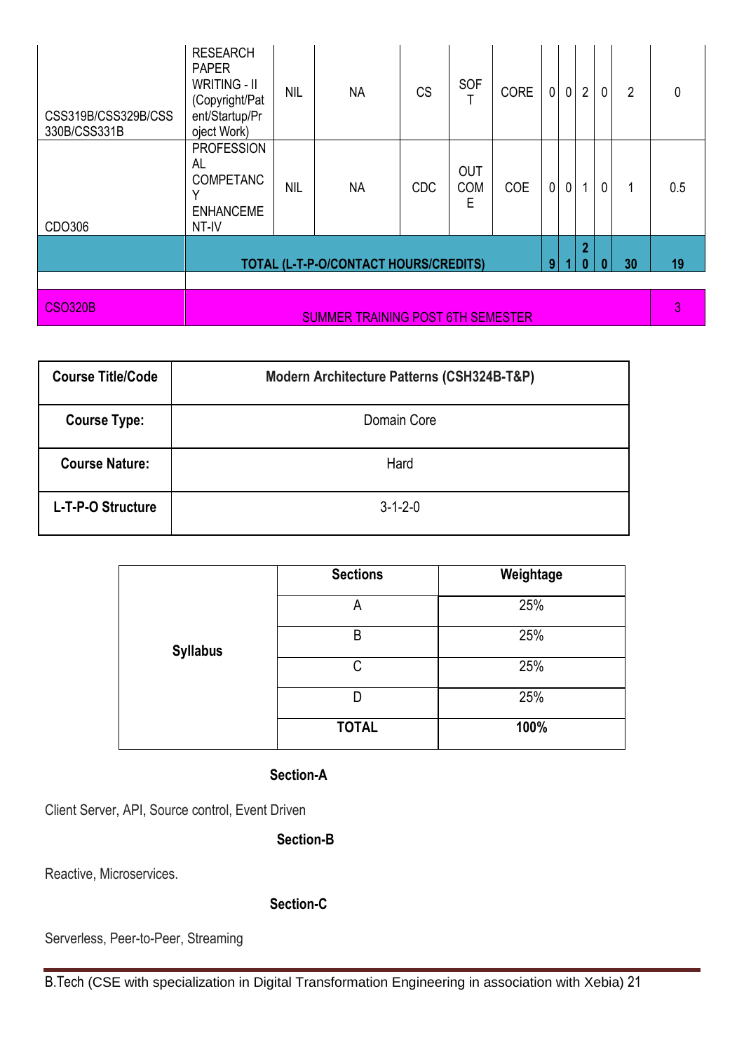| CSS319B/CSS329B/CSS 330B/CSS331B | RESEARCH PAPER WRITING - II (Copyright/Patent/Startup/Project Work) | NIL | NA | CS | SOFT | CORE | 0 | 0 | 2 | 0 | 2 | 0 |
|---|---|---|---|---|---|---|---|---|---|---|---|---|
| CDO306 | PROFESSIONAL COMPETANCY ENHANCEMENT-IV | NIL | NA | CDC | OUTCOME | COE | 0 | 0 | 1 | 0 | 1 | 0.5 |
| | **TOTAL (L-T-P-O/CONTACT HOURS/CREDITS)** | | | | | | **9** | **1** | **20** | **0** | **30** | **19** |
| | | | | | | | | | | | | |
| CSO320B | SUMMER TRAINING POST 6TH SEMESTER | | | | | | | | | | | 3 |

| **Course Title/Code** | **Modern Architecture Patterns (CSH324B-T&P)** |
|---|---|
| **Course Type:** | Domain Core |
| **Course Nature:** | Hard |
| **L-T-P-O Structure** | 3-1-2-0 |

| | **Sections** | **Weightage** |
|---|---|---|
| **Syllabus** | A | 25% |
| | B | 25% |
| | C | 25% |
| | D | 25% |
| | **TOTAL** | **100%** |

### Section-A

Client Server, API, Source control, Event Driven

### Section-B

Reactive, Microservices.

### Section-C

Serverless, Peer-to-Peer, Streaming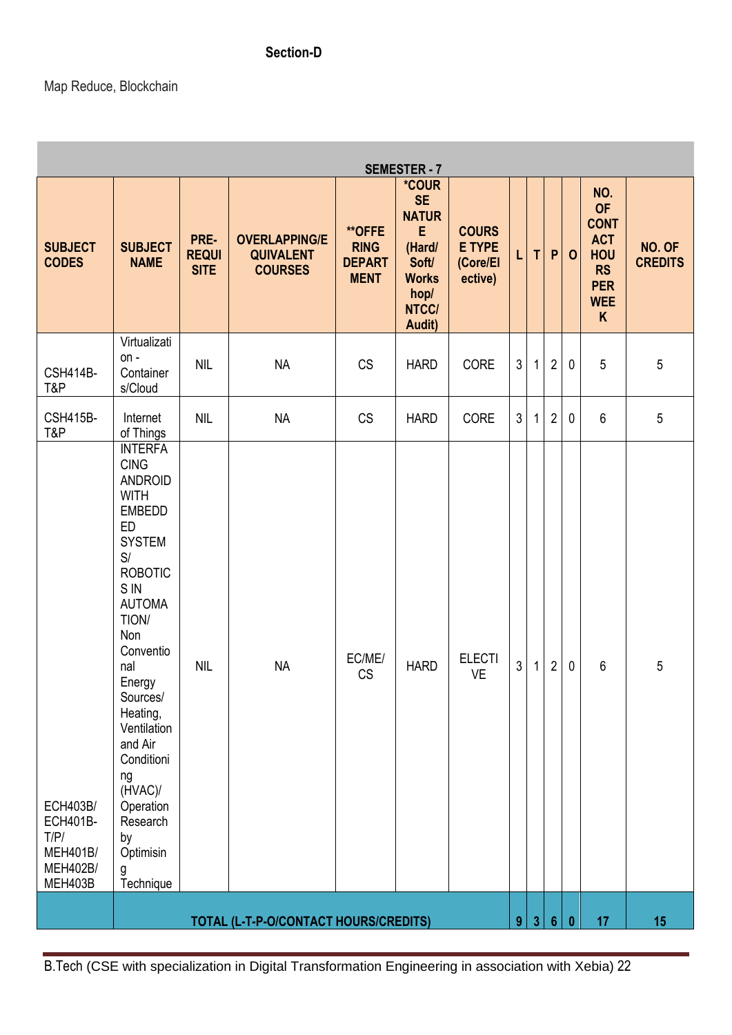**Section-D**

Map Reduce, Blockchain

| SEMESTER - 7 | | | | | | | | | | | | |
|---|---|---|---|---|---|---|---|---|---|---|---|---|
| SUBJECT CODES | SUBJECT NAME | PRE-REQUISITE | OVERLAPPING/EQUIVALENT COURSES | **OFFERING DEPARTMENT | *COURSE NATURE (Hard/ Soft/ Workshop/ NTCC/ Audit) | COURSE TYPE (Core/Elective) | L | T | P | O | NO. OF CONTACT HOURS PER WEEK | NO. OF CREDITS |
| CSH414B-T&P | Virtualization - Containers/Cloud | NIL | NA | CS | HARD | CORE | 3 | 1 | 2 | 0 | 5 | 5 |
| CSH415B-T&P | Internet of Things | NIL | NA | CS | HARD | CORE | 3 | 1 | 2 | 0 | 6 | 5 |
| ECH403B/ ECH401B-T/P/ MEH401B/ MEH402B/ MEH403B | INTERFACING ANDROID WITH EMBEDDED SYSTEMS/ ROBOTICS IN AUTOMATION/ Non Conventional Energy Sources/ Heating, Ventilation and Air Conditioning (HVAC)/ Operation Research by Optimising Technique | NIL | NA | EC/ME/ CS | HARD | ELECTIVE | 3 | 1 | 2 | 0 | 6 | 5 |
| | TOTAL (L-T-P-O/CONTACT HOURS/CREDITS) | | | | | | 9 | 3 | 6 | 0 | 17 | 15 |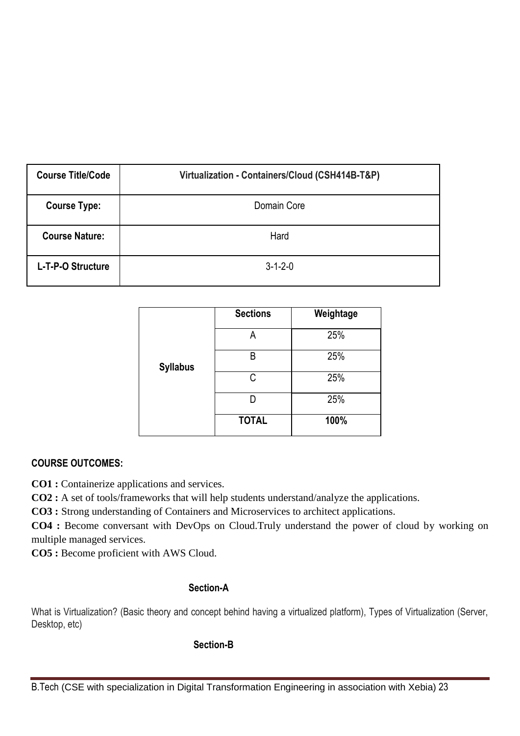| Course Title/Code | Virtualization - Containers/Cloud (CSH414B-T&P) |
|---|---|
| **Course Type:** | Domain Core |
| **Course Nature:** | Hard |
| **L-T-P-O Structure** | 3-1-2-0 |

| | Sections | Weightage |
|---|---|---|
| **Syllabus** | A | 25% |
| | B | 25% |
| | C | 25% |
| | D | 25% |
| | **TOTAL** | **100%** |

**COURSE OUTCOMES:**

**CO1 :** Containerize applications and services.
**CO2 :** A set of tools/frameworks that will help students understand/analyze the applications.
**CO3 :** Strong understanding of Containers and Microservices to architect applications.
**CO4 :** Become conversant with DevOps on Cloud.Truly understand the power of cloud by working on multiple managed services.
**CO5 :** Become proficient with AWS Cloud.

## Section-A

What is Virtualization? (Basic theory and concept behind having a virtualized platform), Types of Virtualization (Server, Desktop, etc)

## Section-B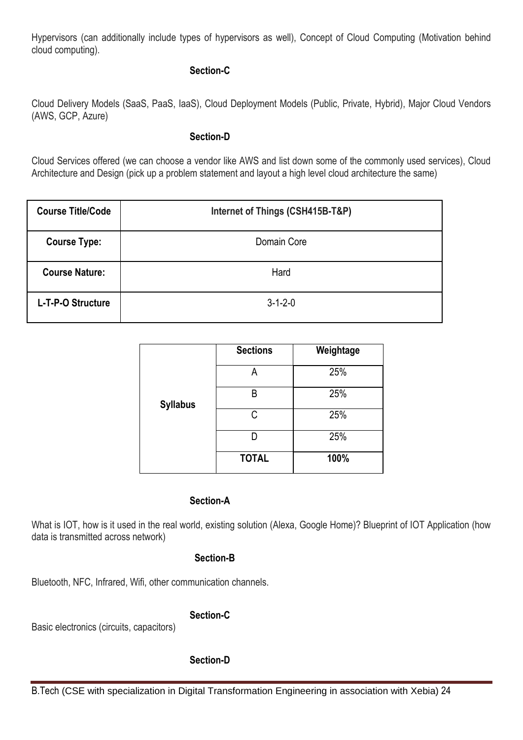Hypervisors (can additionally include types of hypervisors as well), Concept of Cloud Computing (Motivation behind cloud computing).

**Section-C**

Cloud Delivery Models (SaaS, PaaS, IaaS), Cloud Deployment Models (Public, Private, Hybrid), Major Cloud Vendors (AWS, GCP, Azure)

**Section-D**

Cloud Services offered (we can choose a vendor like AWS and list down some of the commonly used services), Cloud Architecture and Design (pick up a problem statement and layout a high level cloud architecture the same)

| **Course Title/Code** | **Internet of Things (CSH415B-T&P)** |
|---|---|
| **Course Type:** | Domain Core |
| **Course Nature:** | Hard |
| **L-T-P-O Structure** | 3-1-2-0 |

| | **Sections** | **Weightage** |
|---|---|---|
| **Syllabus** | A | 25% |
| | B | 25% |
| | C | 25% |
| | D | 25% |
| | **TOTAL** | **100%** |

**Section-A**

What is IOT, how is it used in the real world, existing solution (Alexa, Google Home)? Blueprint of IOT Application (how data is transmitted across network)

**Section-B**

Bluetooth, NFC, Infrared, Wifi, other communication channels.

**Section-C**

Basic electronics (circuits, capacitors)

**Section-D**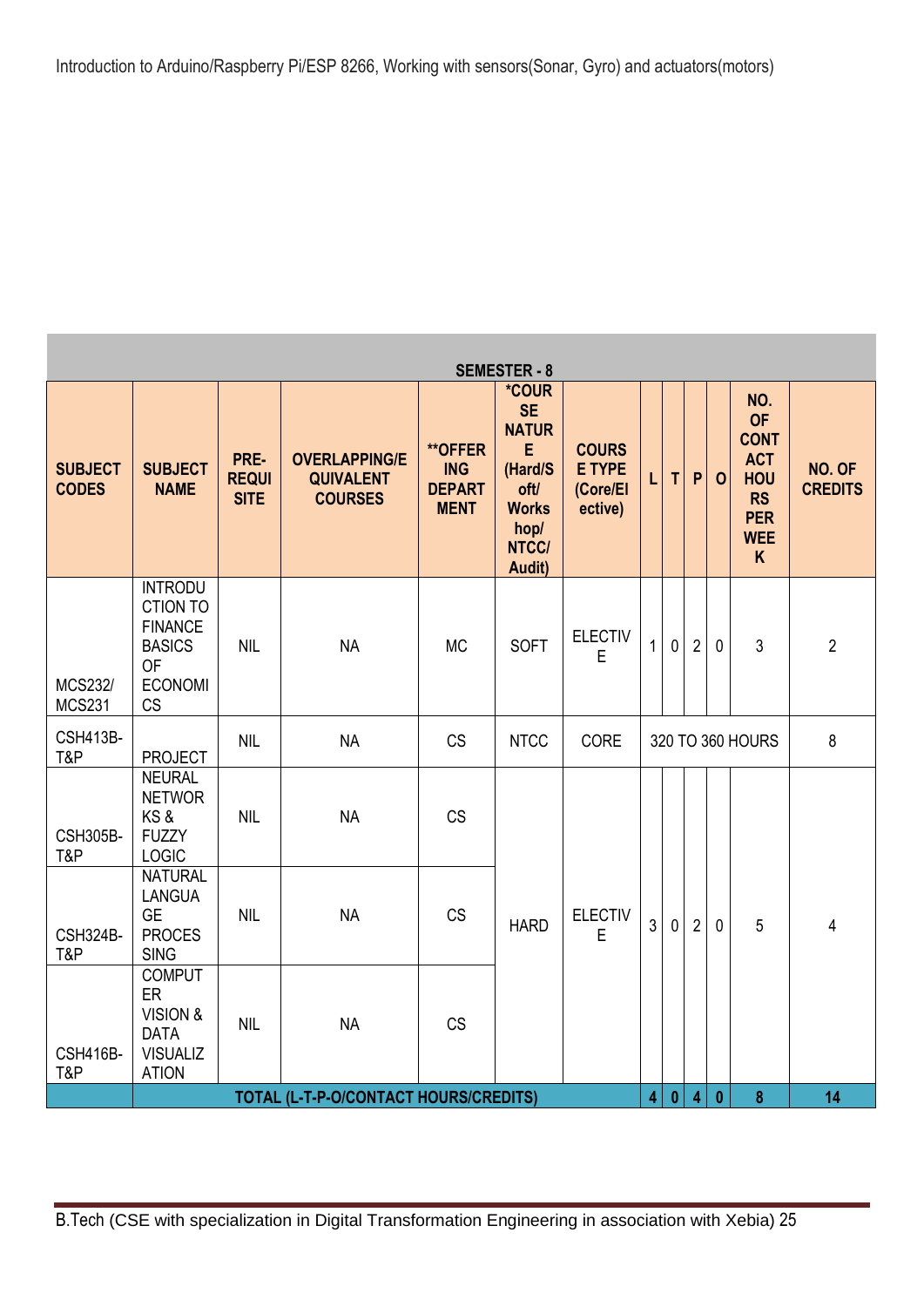Introduction to Arduino/Raspberry Pi/ESP 8266, Working with sensors(Sonar, Gyro) and actuators(motors)

| SEMESTER - 8 | | | | | | | | | | | | |
|---|---|---|---|---|---|---|---|---|---|---|---|---|
| SUBJECT CODES | SUBJECT NAME | PRE-REQUISITE | OVERLAPPING/EQUIVALENT COURSES | **OFFERING DEPARTMENT | *COURSE NATURE (Hard/Soft/Workshop/NTCC/Audit) | COURSE TYPE (Core/Elective) | L | T | P | O | NO. OF CONTACT HOURS PER WEEK | NO. OF CREDITS |
| MCS232/ MCS231 | INTRODUCTION TO FINANCE BASICS OF ECONOMICS | NIL | NA | MC | SOFT | ELECTIVE | 1 | 0 | 2 | 0 | 3 | 2 |
| CSH413B-T&P | PROJECT | NIL | NA | CS | NTCC | CORE | 320 TO 360 HOURS | | | | | 8 |
| CSH305B-T&P | NEURAL NETWORKS & FUZZY LOGIC | NIL | NA | CS | HARD | ELECTIVE | 3 | 0 | 2 | 0 | 5 | 4 |
| CSH324B-T&P | NATURAL LANGUAGE PROCESSING | NIL | NA | CS | | | | | | | | |
| CSH416B-T&P | COMPUTER VISION & DATA VISUALIZATION | NIL | NA | CS | | | | | | | | |
| | TOTAL (L-T-P-O/CONTACT HOURS/CREDITS) | | | | | | 4 | 0 | 4 | 0 | 8 | 14 |

B.Tech (CSE with specialization in Digital Transformation Engineering in association with Xebia)